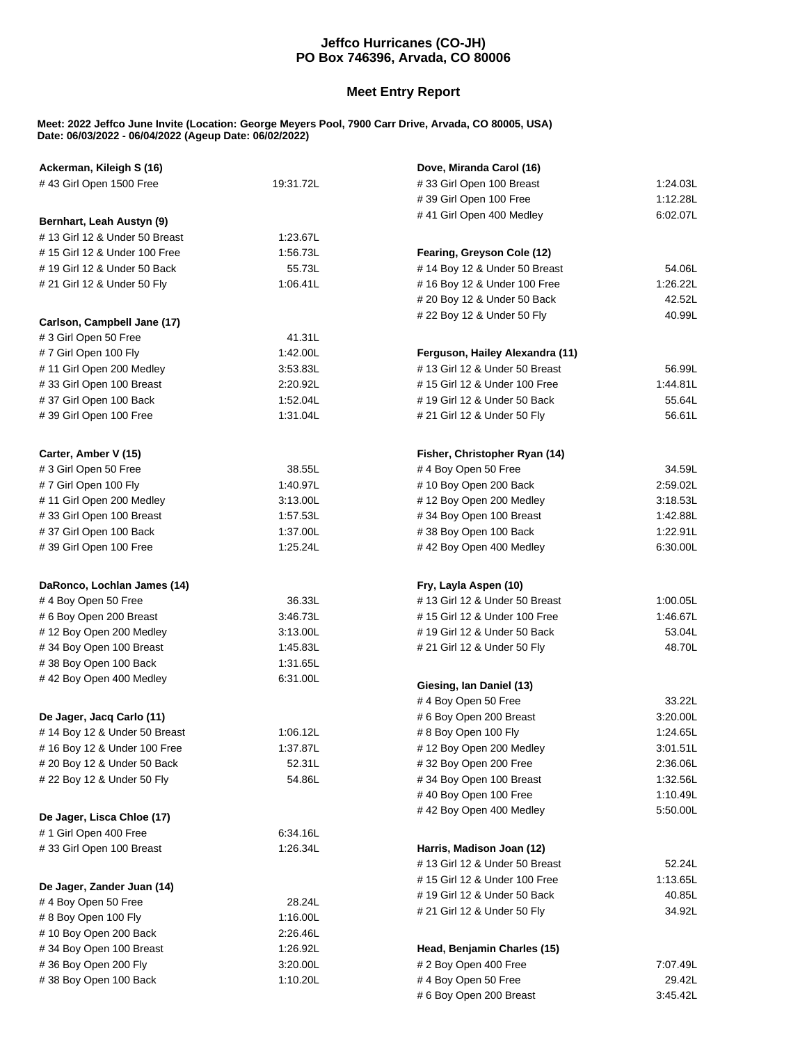**Jeffco Hurricanes (CO-JH)**
**PO Box 746396, Arvada, CO 80006**

## Meet Entry Report

**Meet: 2022 Jeffco June Invite (Location: George Meyers Pool, 7900 Carr Drive, Arvada, CO 80005, USA)**
**Date: 06/03/2022 - 06/04/2022 (Ageup Date: 06/02/2022)**

**Ackerman, Kileigh S (16)**

| Event | Time |
|---|---|
| # 43 Girl Open 1500 Free | 19:31.72L |

**Bernhart, Leah Austyn (9)**

| Event | Time |
|---|---|
| # 13 Girl 12 & Under 50 Breast | 1:23.67L |
| # 15 Girl 12 & Under 100 Free | 1:56.73L |
| # 19 Girl 12 & Under 50 Back | 55.73L |
| # 21 Girl 12 & Under 50 Fly | 1:06.41L |

**Carlson, Campbell Jane (17)**

| Event | Time |
|---|---|
| # 3 Girl Open 50 Free | 41.31L |
| # 7 Girl Open 100 Fly | 1:42.00L |
| # 11 Girl Open 200 Medley | 3:53.83L |
| # 33 Girl Open 100 Breast | 2:20.92L |
| # 37 Girl Open 100 Back | 1:52.04L |
| # 39 Girl Open 100 Free | 1:31.04L |

**Carter, Amber V (15)**

| Event | Time |
|---|---|
| # 3 Girl Open 50 Free | 38.55L |
| # 7 Girl Open 100 Fly | 1:40.97L |
| # 11 Girl Open 200 Medley | 3:13.00L |
| # 33 Girl Open 100 Breast | 1:57.53L |
| # 37 Girl Open 100 Back | 1:37.00L |
| # 39 Girl Open 100 Free | 1:25.24L |

**DaRonco, Lochlan James (14)**

| Event | Time |
|---|---|
| # 4 Boy Open 50 Free | 36.33L |
| # 6 Boy Open 200 Breast | 3:46.73L |
| # 12 Boy Open 200 Medley | 3:13.00L |
| # 34 Boy Open 100 Breast | 1:45.83L |
| # 38 Boy Open 100 Back | 1:31.65L |
| # 42 Boy Open 400 Medley | 6:31.00L |

**De Jager, Jacq Carlo (11)**

| Event | Time |
|---|---|
| # 14 Boy 12 & Under 50 Breast | 1:06.12L |
| # 16 Boy 12 & Under 100 Free | 1:37.87L |
| # 20 Boy 12 & Under 50 Back | 52.31L |
| # 22 Boy 12 & Under 50 Fly | 54.86L |

**De Jager, Lisca Chloe (17)**

| Event | Time |
|---|---|
| # 1 Girl Open 400 Free | 6:34.16L |
| # 33 Girl Open 100 Breast | 1:26.34L |

**De Jager, Zander Juan (14)**

| Event | Time |
|---|---|
| # 4 Boy Open 50 Free | 28.24L |
| # 8 Boy Open 100 Fly | 1:16.00L |
| # 10 Boy Open 200 Back | 2:26.46L |
| # 34 Boy Open 100 Breast | 1:26.92L |
| # 36 Boy Open 200 Fly | 3:20.00L |
| # 38 Boy Open 100 Back | 1:10.20L |

**Dove, Miranda Carol (16)**

| Event | Time |
|---|---|
| # 33 Girl Open 100 Breast | 1:24.03L |
| # 39 Girl Open 100 Free | 1:12.28L |
| # 41 Girl Open 400 Medley | 6:02.07L |

**Fearing, Greyson Cole (12)**

| Event | Time |
|---|---|
| # 14 Boy 12 & Under 50 Breast | 54.06L |
| # 16 Boy 12 & Under 100 Free | 1:26.22L |
| # 20 Boy 12 & Under 50 Back | 42.52L |
| # 22 Boy 12 & Under 50 Fly | 40.99L |

**Ferguson, Hailey Alexandra (11)**

| Event | Time |
|---|---|
| # 13 Girl 12 & Under 50 Breast | 56.99L |
| # 15 Girl 12 & Under 100 Free | 1:44.81L |
| # 19 Girl 12 & Under 50 Back | 55.64L |
| # 21 Girl 12 & Under 50 Fly | 56.61L |

**Fisher, Christopher Ryan (14)**

| Event | Time |
|---|---|
| # 4 Boy Open 50 Free | 34.59L |
| # 10 Boy Open 200 Back | 2:59.02L |
| # 12 Boy Open 200 Medley | 3:18.53L |
| # 34 Boy Open 100 Breast | 1:42.88L |
| # 38 Boy Open 100 Back | 1:22.91L |
| # 42 Boy Open 400 Medley | 6:30.00L |

**Fry, Layla Aspen (10)**

| Event | Time |
|---|---|
| # 13 Girl 12 & Under 50 Breast | 1:00.05L |
| # 15 Girl 12 & Under 100 Free | 1:46.67L |
| # 19 Girl 12 & Under 50 Back | 53.04L |
| # 21 Girl 12 & Under 50 Fly | 48.70L |

**Giesing, Ian Daniel (13)**

| Event | Time |
|---|---|
| # 4 Boy Open 50 Free | 33.22L |
| # 6 Boy Open 200 Breast | 3:20.00L |
| # 8 Boy Open 100 Fly | 1:24.65L |
| # 12 Boy Open 200 Medley | 3:01.51L |
| # 32 Boy Open 200 Free | 2:36.06L |
| # 34 Boy Open 100 Breast | 1:32.56L |
| # 40 Boy Open 100 Free | 1:10.49L |
| # 42 Boy Open 400 Medley | 5:50.00L |

**Harris, Madison Joan (12)**

| Event | Time |
|---|---|
| # 13 Girl 12 & Under 50 Breast | 52.24L |
| # 15 Girl 12 & Under 100 Free | 1:13.65L |
| # 19 Girl 12 & Under 50 Back | 40.85L |
| # 21 Girl 12 & Under 50 Fly | 34.92L |

**Head, Benjamin Charles (15)**

| Event | Time |
|---|---|
| # 2 Boy Open 400 Free | 7:07.49L |
| # 4 Boy Open 50 Free | 29.42L |
| # 6 Boy Open 200 Breast | 3:45.42L |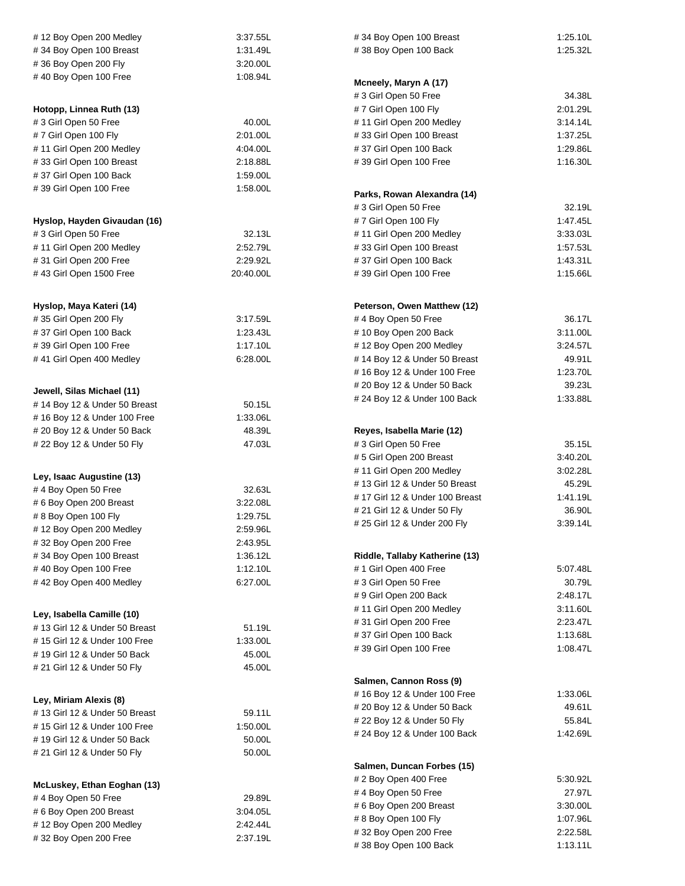| | |
|---|---|
| # 12 Boy Open 200 Medley | 3:37.55L |
| # 34 Boy Open 100 Breast | 1:31.49L |
| # 36 Boy Open 200 Fly | 3:20.00L |
| # 40 Boy Open 100 Free | 1:08.94L |

**Hotopp, Linnea Ruth (13)**

| | |
|---|---|
| # 3 Girl Open 50 Free | 40.00L |
| # 7 Girl Open 100 Fly | 2:01.00L |
| # 11 Girl Open 200 Medley | 4:04.00L |
| # 33 Girl Open 100 Breast | 2:18.88L |
| # 37 Girl Open 100 Back | 1:59.00L |
| # 39 Girl Open 100 Free | 1:58.00L |

**Hyslop, Hayden Givaudan (16)**

| | |
|---|---|
| # 3 Girl Open 50 Free | 32.13L |
| # 11 Girl Open 200 Medley | 2:52.79L |
| # 31 Girl Open 200 Free | 2:29.92L |
| # 43 Girl Open 1500 Free | 20:40.00L |

**Hyslop, Maya Kateri (14)**

| | |
|---|---|
| # 35 Girl Open 200 Fly | 3:17.59L |
| # 37 Girl Open 100 Back | 1:23.43L |
| # 39 Girl Open 100 Free | 1:17.10L |
| # 41 Girl Open 400 Medley | 6:28.00L |

**Jewell, Silas Michael (11)**

| | |
|---|---|
| # 14 Boy 12 & Under 50 Breast | 50.15L |
| # 16 Boy 12 & Under 100 Free | 1:33.06L |
| # 20 Boy 12 & Under 50 Back | 48.39L |
| # 22 Boy 12 & Under 50 Fly | 47.03L |

**Ley, Isaac Augustine (13)**

| | |
|---|---|
| # 4 Boy Open 50 Free | 32.63L |
| # 6 Boy Open 200 Breast | 3:22.08L |
| # 8 Boy Open 100 Fly | 1:29.75L |
| # 12 Boy Open 200 Medley | 2:59.96L |
| # 32 Boy Open 200 Free | 2:43.95L |
| # 34 Boy Open 100 Breast | 1:36.12L |
| # 40 Boy Open 100 Free | 1:12.10L |
| # 42 Boy Open 400 Medley | 6:27.00L |

**Ley, Isabella Camille (10)**

| | |
|---|---|
| # 13 Girl 12 & Under 50 Breast | 51.19L |
| # 15 Girl 12 & Under 100 Free | 1:33.00L |
| # 19 Girl 12 & Under 50 Back | 45.00L |
| # 21 Girl 12 & Under 50 Fly | 45.00L |

**Ley, Miriam Alexis (8)**

| | |
|---|---|
| # 13 Girl 12 & Under 50 Breast | 59.11L |
| # 15 Girl 12 & Under 100 Free | 1:50.00L |
| # 19 Girl 12 & Under 50 Back | 50.00L |
| # 21 Girl 12 & Under 50 Fly | 50.00L |

**McLuskey, Ethan Eoghan (13)**

| | |
|---|---|
| # 4 Boy Open 50 Free | 29.89L |
| # 6 Boy Open 200 Breast | 3:04.05L |
| # 12 Boy Open 200 Medley | 2:42.44L |
| # 32 Boy Open 200 Free | 2:37.19L |
| # 34 Boy Open 100 Breast | 1:25.10L |
| # 38 Boy Open 100 Back | 1:25.32L |

**Mcneely, Maryn A (17)**

| | |
|---|---|
| # 3 Girl Open 50 Free | 34.38L |
| # 7 Girl Open 100 Fly | 2:01.29L |
| # 11 Girl Open 200 Medley | 3:14.14L |
| # 33 Girl Open 100 Breast | 1:37.25L |
| # 37 Girl Open 100 Back | 1:29.86L |
| # 39 Girl Open 100 Free | 1:16.30L |

**Parks, Rowan Alexandra (14)**

| | |
|---|---|
| # 3 Girl Open 50 Free | 32.19L |
| # 7 Girl Open 100 Fly | 1:47.45L |
| # 11 Girl Open 200 Medley | 3:33.03L |
| # 33 Girl Open 100 Breast | 1:57.53L |
| # 37 Girl Open 100 Back | 1:43.31L |
| # 39 Girl Open 100 Free | 1:15.66L |

**Peterson, Owen Matthew (12)**

| | |
|---|---|
| # 4 Boy Open 50 Free | 36.17L |
| # 10 Boy Open 200 Back | 3:11.00L |
| # 12 Boy Open 200 Medley | 3:24.57L |
| # 14 Boy 12 & Under 50 Breast | 49.91L |
| # 16 Boy 12 & Under 100 Free | 1:23.70L |
| # 20 Boy 12 & Under 50 Back | 39.23L |
| # 24 Boy 12 & Under 100 Back | 1:33.88L |

**Reyes, Isabella Marie (12)**

| | |
|---|---|
| # 3 Girl Open 50 Free | 35.15L |
| # 5 Girl Open 200 Breast | 3:40.20L |
| # 11 Girl Open 200 Medley | 3:02.28L |
| # 13 Girl 12 & Under 50 Breast | 45.29L |
| # 17 Girl 12 & Under 100 Breast | 1:41.19L |
| # 21 Girl 12 & Under 50 Fly | 36.90L |
| # 25 Girl 12 & Under 200 Fly | 3:39.14L |

**Riddle, Tallaby Katherine (13)**

| | |
|---|---|
| # 1 Girl Open 400 Free | 5:07.48L |
| # 3 Girl Open 50 Free | 30.79L |
| # 9 Girl Open 200 Back | 2:48.17L |
| # 11 Girl Open 200 Medley | 3:11.60L |
| # 31 Girl Open 200 Free | 2:23.47L |
| # 37 Girl Open 100 Back | 1:13.68L |
| # 39 Girl Open 100 Free | 1:08.47L |

**Salmen, Cannon Ross (9)**

| | |
|---|---|
| # 16 Boy 12 & Under 100 Free | 1:33.06L |
| # 20 Boy 12 & Under 50 Back | 49.61L |
| # 22 Boy 12 & Under 50 Fly | 55.84L |
| # 24 Boy 12 & Under 100 Back | 1:42.69L |

**Salmen, Duncan Forbes (15)**

| | |
|---|---|
| # 2 Boy Open 400 Free | 5:30.92L |
| # 4 Boy Open 50 Free | 27.97L |
| # 6 Boy Open 200 Breast | 3:30.00L |
| # 8 Boy Open 100 Fly | 1:07.96L |
| # 32 Boy Open 200 Free | 2:22.58L |
| # 38 Boy Open 100 Back | 1:13.11L |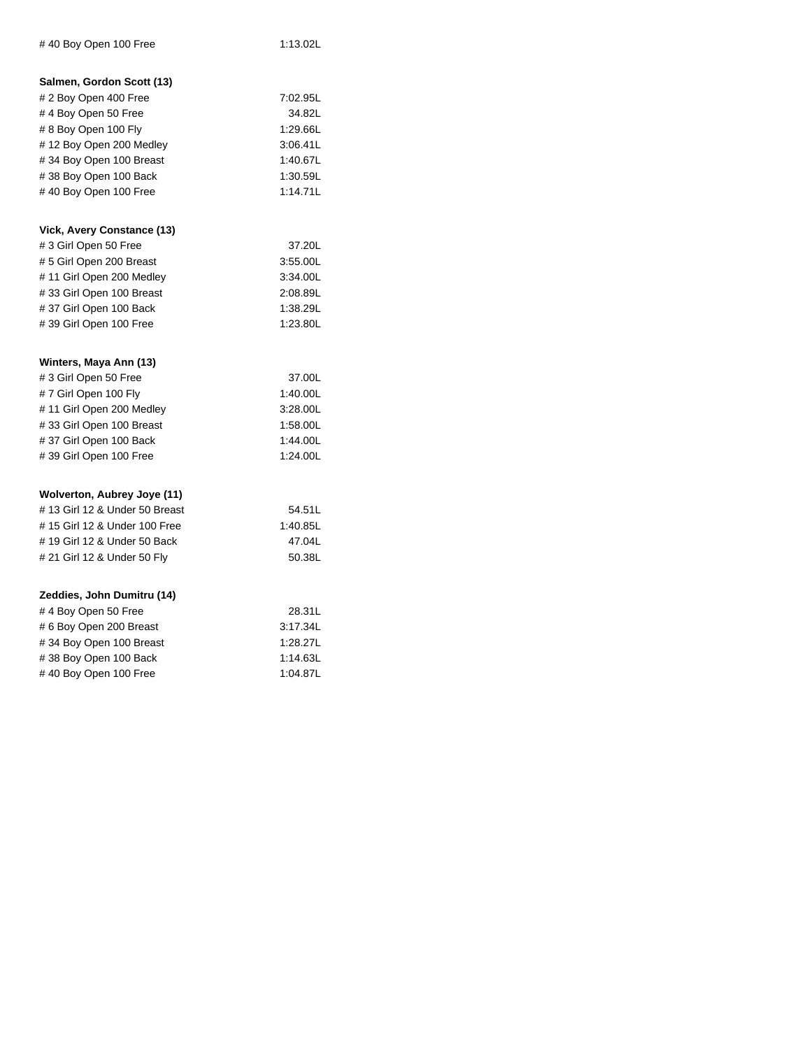| # 40 Boy Open 100 Free | 1:13.02L |
|---|---|

**Salmen, Gordon Scott (13)**

| Event | Time |
|---|---|
| # 2 Boy Open 400 Free | 7:02.95L |
| # 4 Boy Open 50 Free | 34.82L |
| # 8 Boy Open 100 Fly | 1:29.66L |
| # 12 Boy Open 200 Medley | 3:06.41L |
| # 34 Boy Open 100 Breast | 1:40.67L |
| # 38 Boy Open 100 Back | 1:30.59L |
| # 40 Boy Open 100 Free | 1:14.71L |

**Vick, Avery Constance (13)**

| Event | Time |
|---|---|
| # 3 Girl Open 50 Free | 37.20L |
| # 5 Girl Open 200 Breast | 3:55.00L |
| # 11 Girl Open 200 Medley | 3:34.00L |
| # 33 Girl Open 100 Breast | 2:08.89L |
| # 37 Girl Open 100 Back | 1:38.29L |
| # 39 Girl Open 100 Free | 1:23.80L |

**Winters, Maya Ann (13)**

| Event | Time |
|---|---|
| # 3 Girl Open 50 Free | 37.00L |
| # 7 Girl Open 100 Fly | 1:40.00L |
| # 11 Girl Open 200 Medley | 3:28.00L |
| # 33 Girl Open 100 Breast | 1:58.00L |
| # 37 Girl Open 100 Back | 1:44.00L |
| # 39 Girl Open 100 Free | 1:24.00L |

**Wolverton, Aubrey Joye (11)**

| Event | Time |
|---|---|
| # 13 Girl 12 & Under 50 Breast | 54.51L |
| # 15 Girl 12 & Under 100 Free | 1:40.85L |
| # 19 Girl 12 & Under 50 Back | 47.04L |
| # 21 Girl 12 & Under 50 Fly | 50.38L |

**Zeddies, John Dumitru (14)**

| Event | Time |
|---|---|
| # 4 Boy Open 50 Free | 28.31L |
| # 6 Boy Open 200 Breast | 3:17.34L |
| # 34 Boy Open 100 Breast | 1:28.27L |
| # 38 Boy Open 100 Back | 1:14.63L |
| # 40 Boy Open 100 Free | 1:04.87L |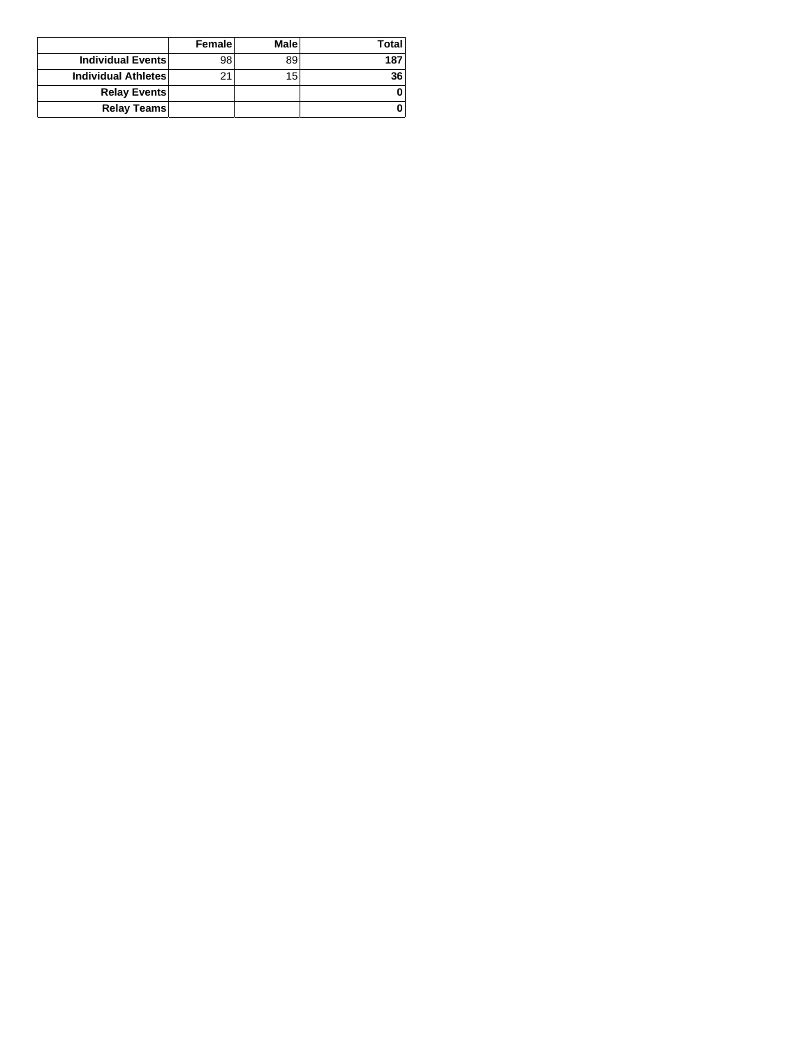| | Female | Male | Total |
|---|---|---|---|
| **Individual Events** | 98 | 89 | **187** |
| **Individual Athletes** | 21 | 15 | **36** |
| **Relay Events** | | | **0** |
| **Relay Teams** | | | **0** |